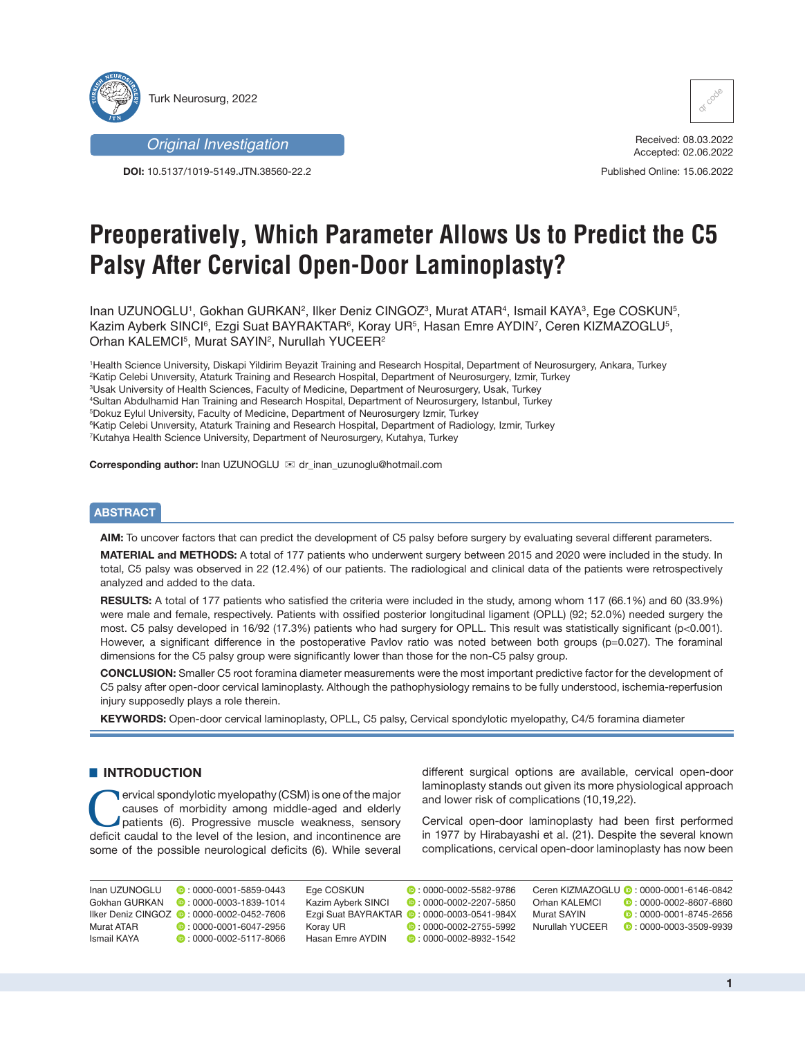Original Investigation

DOI: 10.5137/1019-5149.JTN.38560-22.2

Received: 08.03.2022
Accepted: 02.06.2022

Published Online: 15.06.2022

# Preoperatively, Which Parameter Allows Us to Predict the C5 Palsy After Cervical Open-Door Laminoplasty?

Inan UZUNOGLU[1], Gokhan GURKAN[2], Ilker Deniz CINGOZ[3], Murat ATAR[4], Ismail KAYA[3], Ege COSKUN[5], Kazim Ayberk SINCI[6], Ezgi Suat BAYRAKTAR[6], Koray UR[5], Hasan Emre AYDIN[7], Ceren KIZMAZOGLU[5], Orhan KALEMCI[5], Murat SAYIN[2], Nurullah YUCEER[2]

[1]Health Science University, Diskapi Yildirim Beyazit Training and Research Hospital, Department of Neurosurgery, Ankara, Turkey
[2]Katip Celebi Unıversity, Ataturk Training and Research Hospital, Department of Neurosurgery, Izmir, Turkey
[3]Usak University of Health Sciences, Faculty of Medicine, Department of Neurosurgery, Usak, Turkey
[4]Sultan Abdulhamid Han Training and Research Hospital, Department of Neurosurgery, Istanbul, Turkey
[5]Dokuz Eylul University, Faculty of Medicine, Department of Neurosurgery Izmir, Turkey
[6]Katip Celebi Unıversity, Ataturk Training and Research Hospital, Department of Radiology, Izmir, Turkey
[7]Kutahya Health Science University, Department of Neurosurgery, Kutahya, Turkey

**Corresponding author:** Inan UZUNOGLU ✉ dr_inan_uzunoglu@hotmail.com

## ABSTRACT

**AIM:** To uncover factors that can predict the development of C5 palsy before surgery by evaluating several different parameters.

**MATERIAL and METHODS:** A total of 177 patients who underwent surgery between 2015 and 2020 were included in the study. In total, C5 palsy was observed in 22 (12.4%) of our patients. The radiological and clinical data of the patients were retrospectively analyzed and added to the data.

**RESULTS:** A total of 177 patients who satisfied the criteria were included in the study, among whom 117 (66.1%) and 60 (33.9%) were male and female, respectively. Patients with ossified posterior longitudinal ligament (OPLL) (92; 52.0%) needed surgery the most. C5 palsy developed in 16/92 (17.3%) patients who had surgery for OPLL. This result was statistically significant ($p<0.001$). However, a significant difference in the postoperative Pavlov ratio was noted between both groups ($p=0.027$). The foraminal dimensions for the C5 palsy group were significantly lower than those for the non-C5 palsy group.

**CONCLUSION:** Smaller C5 root foramina diameter measurements were the most important predictive factor for the development of C5 palsy after open-door cervical laminoplasty. Although the pathophysiology remains to be fully understood, ischemia-reperfusion injury supposedly plays a role therein.

**KEYWORDS:** Open-door cervical laminoplasty, OPLL, C5 palsy, Cervical spondylotic myelopathy, C4/5 foramina diameter

## INTRODUCTION

Cervical spondylotic myelopathy (CSM) is one of the major causes of morbidity among middle-aged and elderly patients (6). Progressive muscle weakness, sensory deficit caudal to the level of the lesion, and incontinence are some of the possible neurological deficits (6). While several different surgical options are available, cervical open-door laminoplasty stands out given its more physiological approach and lower risk of complications (10,19,22).

Cervical open-door laminoplasty had been first performed in 1977 by Hirabayashi et al. (21). Despite the several known complications, cervical open-door laminoplasty has now been

| | | | | | |
|---|---|---|---|---|---|
| Inan UZUNOGLU | : 0000-0001-5859-0443 | Ege COSKUN | : 0000-0002-5582-9786 | Ceren KIZMAZOGLU | : 0000-0001-6146-0842 |
| Gokhan GURKAN | : 0000-0003-1839-1014 | Kazim Ayberk SINCI | : 0000-0002-2207-5850 | Orhan KALEMCI | : 0000-0002-8607-6860 |
| Ilker Deniz CINGOZ | : 0000-0002-0452-7606 | Ezgi Suat BAYRAKTAR | : 0000-0003-0541-984X | Murat SAYIN | : 0000-0001-8745-2656 |
| Murat ATAR | : 0000-0001-6047-2956 | Koray UR | : 0000-0002-2755-5992 | Nurullah YUCEER | : 0000-0003-3509-9939 |
| Ismail KAYA | : 0000-0002-5117-8066 | Hasan Emre AYDIN | : 0000-0002-8932-1542 | | |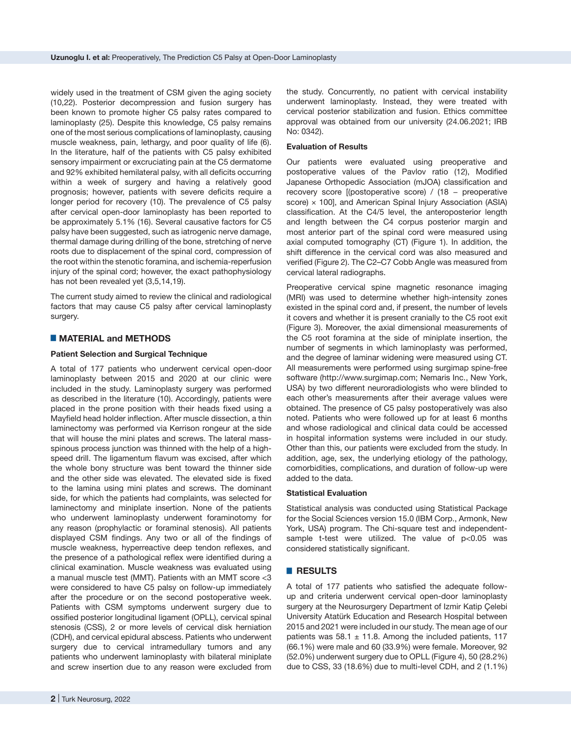widely used in the treatment of CSM given the aging society (10,22). Posterior decompression and fusion surgery has been known to promote higher C5 palsy rates compared to laminoplasty (25). Despite this knowledge, C5 palsy remains one of the most serious complications of laminoplasty, causing muscle weakness, pain, lethargy, and poor quality of life (6). In the literature, half of the patients with C5 palsy exhibited sensory impairment or excruciating pain at the C5 dermatome and 92% exhibited hemilateral palsy, with all deficits occurring within a week of surgery and having a relatively good prognosis; however, patients with severe deficits require a longer period for recovery (10). The prevalence of C5 palsy after cervical open-door laminoplasty has been reported to be approximately 5.1% (16). Several causative factors for C5 palsy have been suggested, such as iatrogenic nerve damage, thermal damage during drilling of the bone, stretching of nerve roots due to displacement of the spinal cord, compression of the root within the stenotic foramina, and ischemia-reperfusion injury of the spinal cord; however, the exact pathophysiology has not been revealed yet (3,5,14,19).

The current study aimed to review the clinical and radiological factors that may cause C5 palsy after cervical laminoplasty surgery.

## MATERIAL and METHODS

### Patient Selection and Surgical Technique

A total of 177 patients who underwent cervical open-door laminoplasty between 2015 and 2020 at our clinic were included in the study. Laminoplasty surgery was performed as described in the literature (10). Accordingly, patients were placed in the prone position with their heads fixed using a Mayfield head holder inflection. After muscle dissection, a thin laminectomy was performed via Kerrison rongeur at the side that will house the mini plates and screws. The lateral mass-spinous process junction was thinned with the help of a high-speed drill. The ligamentum flavum was excised, after which the whole bony structure was bent toward the thinner side and the other side was elevated. The elevated side is fixed to the lamina using mini plates and screws. The dominant side, for which the patients had complaints, was selected for laminectomy and miniplate insertion. None of the patients who underwent laminoplasty underwent foraminotomy for any reason (prophylactic or foraminal stenosis). All patients displayed CSM findings. Any two or all of the findings of muscle weakness, hyperreactive deep tendon reflexes, and the presence of a pathological reflex were identified during a clinical examination. Muscle weakness was evaluated using a manual muscle test (MMT). Patients with an MMT score <3 were considered to have C5 palsy on follow-up immediately after the procedure or on the second postoperative week. Patients with CSM symptoms underwent surgery due to ossified posterior longitudinal ligament (OPLL), cervical spinal stenosis (CSS), 2 or more levels of cervical disk herniation (CDH), and cervical epidural abscess. Patients who underwent surgery due to cervical intramedullary tumors and any patients who underwent laminoplasty with bilateral miniplate and screw insertion due to any reason were excluded from the study. Concurrently, no patient with cervical instability underwent laminoplasty. Instead, they were treated with cervical posterior stabilization and fusion. Ethics committee approval was obtained from our university (24.06.2021; IRB No: 0342).

### Evaluation of Results

Our patients were evaluated using preoperative and postoperative values of the Pavlov ratio (12), Modified Japanese Orthopedic Association (mJOA) classification and recovery score [(postoperative score) / (18 – preoperative score) × 100], and American Spinal Injury Association (ASIA) classification. At the C4/5 level, the anteroposterior length and length between the C4 corpus posterior margin and most anterior part of the spinal cord were measured using axial computed tomography (CT) (Figure 1). In addition, the shift difference in the cervical cord was also measured and verified (Figure 2). The C2–C7 Cobb Angle was measured from cervical lateral radiographs.

Preoperative cervical spine magnetic resonance imaging (MRI) was used to determine whether high-intensity zones existed in the spinal cord and, if present, the number of levels it covers and whether it is present cranially to the C5 root exit (Figure 3). Moreover, the axial dimensional measurements of the C5 root foramina at the side of miniplate insertion, the number of segments in which laminoplasty was performed, and the degree of laminar widening were measured using CT. All measurements were performed using surgimap spine-free software (http://www.surgimap.com; Nemaris Inc., New York, USA) by two different neuroradiologists who were blinded to each other's measurements after their average values were obtained. The presence of C5 palsy postoperatively was also noted. Patients who were followed up for at least 6 months and whose radiological and clinical data could be accessed in hospital information systems were included in our study. Other than this, our patients were excluded from the study. In addition, age, sex, the underlying etiology of the pathology, comorbidities, complications, and duration of follow-up were added to the data.

### Statistical Evaluation

Statistical analysis was conducted using Statistical Package for the Social Sciences version 15.0 (IBM Corp., Armonk, New York, USA) program. The Chi-square test and independent-sample t-test were utilized. The value of $p<0.05$ was considered statistically significant.

## RESULTS

A total of 177 patients who satisfied the adequate follow-up and criteria underwent cervical open-door laminoplasty surgery at the Neurosurgery Department of Izmir Katip Çelebi University Atatürk Education and Research Hospital between 2015 and 2021 were included in our study. The mean age of our patients was $58.1 \pm 11.8$. Among the included patients, 117 (66.1%) were male and 60 (33.9%) were female. Moreover, 92 (52.0%) underwent surgery due to OPLL (Figure 4), 50 (28.2%) due to CSS, 33 (18.6%) due to multi-level CDH, and 2 (1.1%)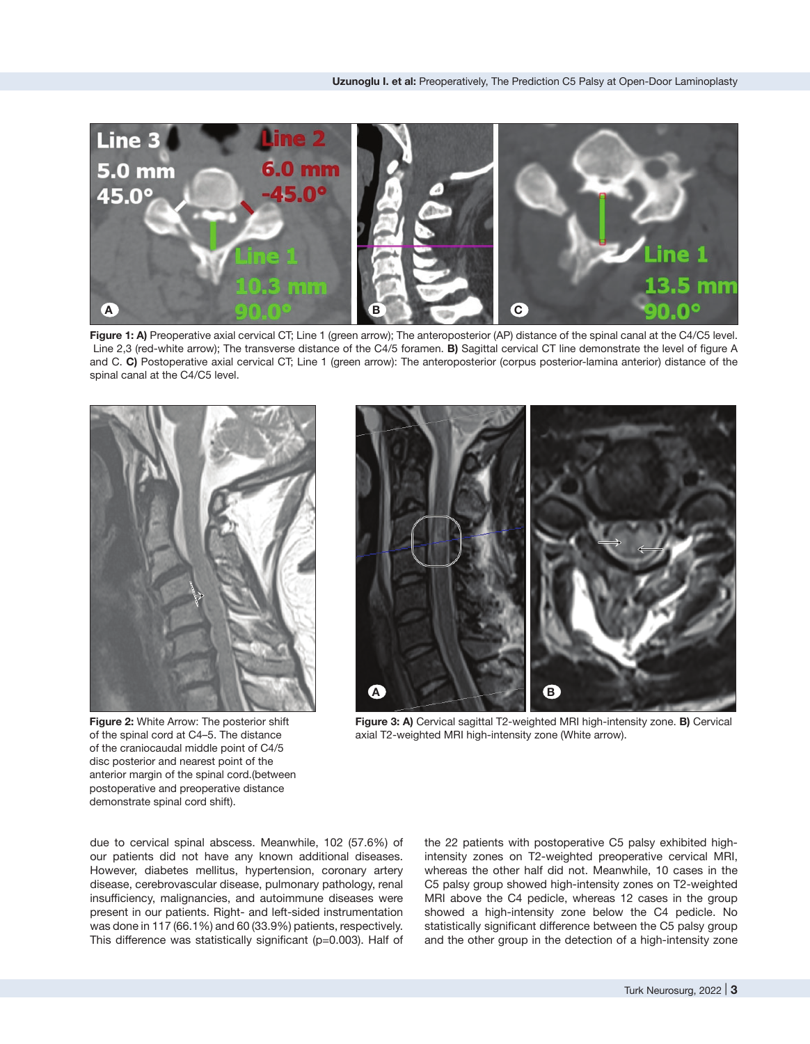**Figure 1: A)** Preoperative axial cervical CT; Line 1 (green arrow); The anteroposterior (AP) distance of the spinal canal at the C4/C5 level. Line 2,3 (red-white arrow); The transverse distance of the C4/5 foramen. **B)** Sagittal cervical CT line demonstrate the level of figure A and C. **C)** Postoperative axial cervical CT; Line 1 (green arrow): The anteroposterior (corpus posterior-lamina anterior) distance of the spinal canal at the C4/C5 level.

**Figure 2:** White Arrow: The posterior shift of the spinal cord at C4–5. The distance of the craniocaudal middle point of C4/5 disc posterior and nearest point of the anterior margin of the spinal cord.(between postoperative and preoperative distance demonstrate spinal cord shift).

**Figure 3: A)** Cervical sagittal T2-weighted MRI high-intensity zone. **B)** Cervical axial T2-weighted MRI high-intensity zone (White arrow).

due to cervical spinal abscess. Meanwhile, 102 (57.6%) of our patients did not have any known additional diseases. However, diabetes mellitus, hypertension, coronary artery disease, cerebrovascular disease, pulmonary pathology, renal insufficiency, malignancies, and autoimmune diseases were present in our patients. Right- and left-sided instrumentation was done in 117 (66.1%) and 60 (33.9%) patients, respectively. This difference was statistically significant (p=0.003). Half of the 22 patients with postoperative C5 palsy exhibited high-intensity zones on T2-weighted preoperative cervical MRI, whereas the other half did not. Meanwhile, 10 cases in the C5 palsy group showed high-intensity zones on T2-weighted MRI above the C4 pedicle, whereas 12 cases in the group showed a high-intensity zone below the C4 pedicle. No statistically significant difference between the C5 palsy group and the other group in the detection of a high-intensity zone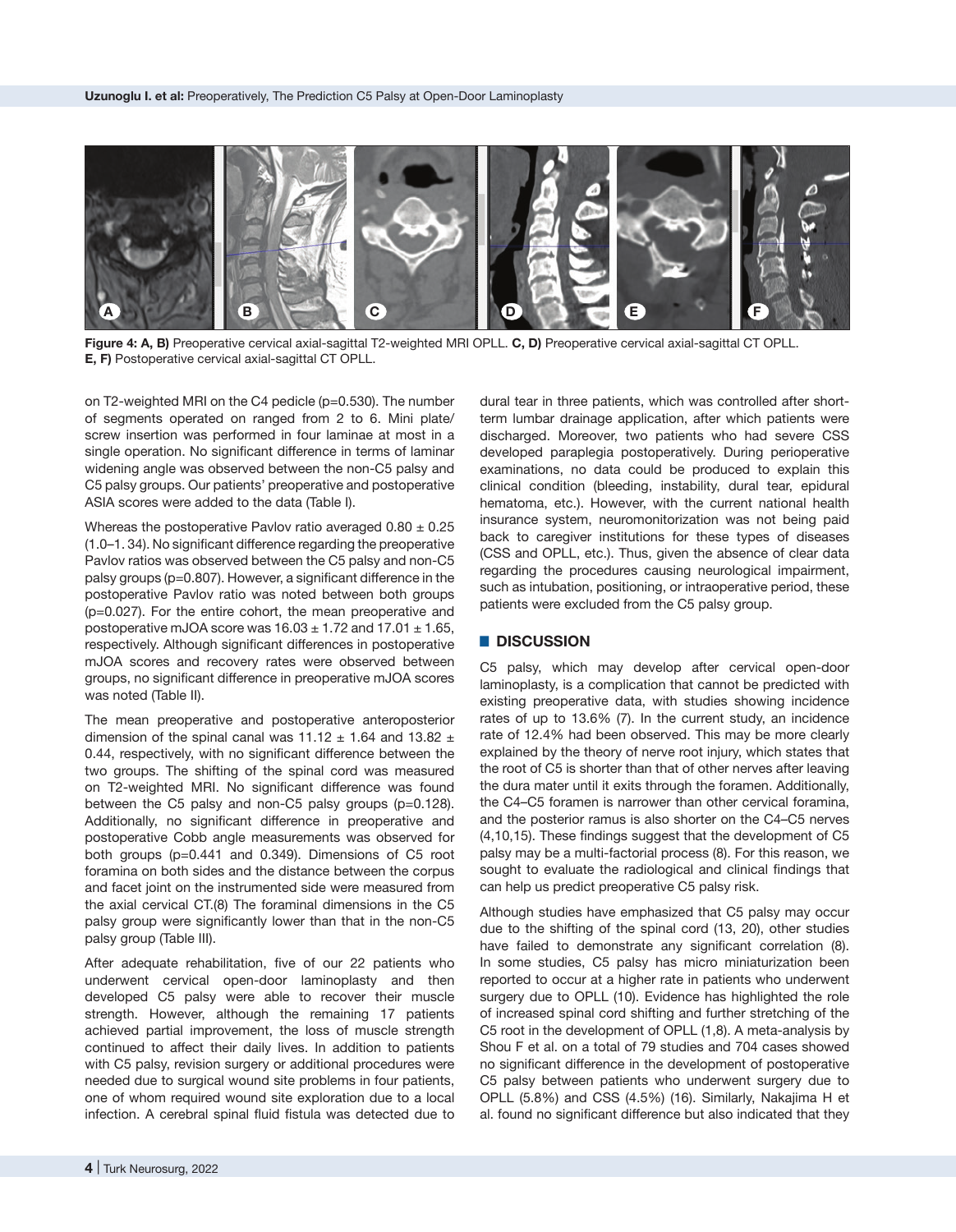**Figure 4: A, B)** Preoperative cervical axial-sagittal T2-weighted MRI OPLL. **C, D)** Preoperative cervical axial-sagittal CT OPLL. **E, F)** Postoperative cervical axial-sagittal CT OPLL.

on T2-weighted MRI on the C4 pedicle (p=0.530). The number of segments operated on ranged from 2 to 6. Mini plate/screw insertion was performed in four laminae at most in a single operation. No significant difference in terms of laminar widening angle was observed between the non-C5 palsy and C5 palsy groups. Our patients' preoperative and postoperative ASIA scores were added to the data (Table I).

Whereas the postoperative Pavlov ratio averaged 0.80 ± 0.25 (1.0–1. 34). No significant difference regarding the preoperative Pavlov ratios was observed between the C5 palsy and non-C5 palsy groups (p=0.807). However, a significant difference in the postoperative Pavlov ratio was noted between both groups (p=0.027). For the entire cohort, the mean preoperative and postoperative mJOA score was 16.03 ± 1.72 and 17.01 ± 1.65, respectively. Although significant differences in postoperative mJOA scores and recovery rates were observed between groups, no significant difference in preoperative mJOA scores was noted (Table II).

The mean preoperative and postoperative anteroposterior dimension of the spinal canal was 11.12 ± 1.64 and 13.82 ± 0.44, respectively, with no significant difference between the two groups. The shifting of the spinal cord was measured on T2-weighted MRI. No significant difference was found between the C5 palsy and non-C5 palsy groups (p=0.128). Additionally, no significant difference in preoperative and postoperative Cobb angle measurements was observed for both groups (p=0.441 and 0.349). Dimensions of C5 root foramina on both sides and the distance between the corpus and facet joint on the instrumented side were measured from the axial cervical CT.(8) The foraminal dimensions in the C5 palsy group were significantly lower than that in the non-C5 palsy group (Table III).

After adequate rehabilitation, five of our 22 patients who underwent cervical open-door laminoplasty and then developed C5 palsy were able to recover their muscle strength. However, although the remaining 17 patients achieved partial improvement, the loss of muscle strength continued to affect their daily lives. In addition to patients with C5 palsy, revision surgery or additional procedures were needed due to surgical wound site problems in four patients, one of whom required wound site exploration due to a local infection. A cerebral spinal fluid fistula was detected due to dural tear in three patients, which was controlled after short-term lumbar drainage application, after which patients were discharged. Moreover, two patients who had severe CSS developed paraplegia postoperatively. During perioperative examinations, no data could be produced to explain this clinical condition (bleeding, instability, dural tear, epidural hematoma, etc.). However, with the current national health insurance system, neuromonitorization was not being paid back to caregiver institutions for these types of diseases (CSS and OPLL, etc.). Thus, given the absence of clear data regarding the procedures causing neurological impairment, such as intubation, positioning, or intraoperative period, these patients were excluded from the C5 palsy group.

## DISCUSSION

C5 palsy, which may develop after cervical open-door laminoplasty, is a complication that cannot be predicted with existing preoperative data, with studies showing incidence rates of up to 13.6% (7). In the current study, an incidence rate of 12.4% had been observed. This may be more clearly explained by the theory of nerve root injury, which states that the root of C5 is shorter than that of other nerves after leaving the dura mater until it exits through the foramen. Additionally, the C4–C5 foramen is narrower than other cervical foramina, and the posterior ramus is also shorter on the C4–C5 nerves (4,10,15). These findings suggest that the development of C5 palsy may be a multi-factorial process (8). For this reason, we sought to evaluate the radiological and clinical findings that can help us predict preoperative C5 palsy risk.

Although studies have emphasized that C5 palsy may occur due to the shifting of the spinal cord (13, 20), other studies have failed to demonstrate any significant correlation (8). In some studies, C5 palsy has micro miniaturization been reported to occur at a higher rate in patients who underwent surgery due to OPLL (10). Evidence has highlighted the role of increased spinal cord shifting and further stretching of the C5 root in the development of OPLL (1,8). A meta-analysis by Shou F et al. on a total of 79 studies and 704 cases showed no significant difference in the development of postoperative C5 palsy between patients who underwent surgery due to OPLL (5.8%) and CSS (4.5%) (16). Similarly, Nakajima H et al. found no significant difference but also indicated that they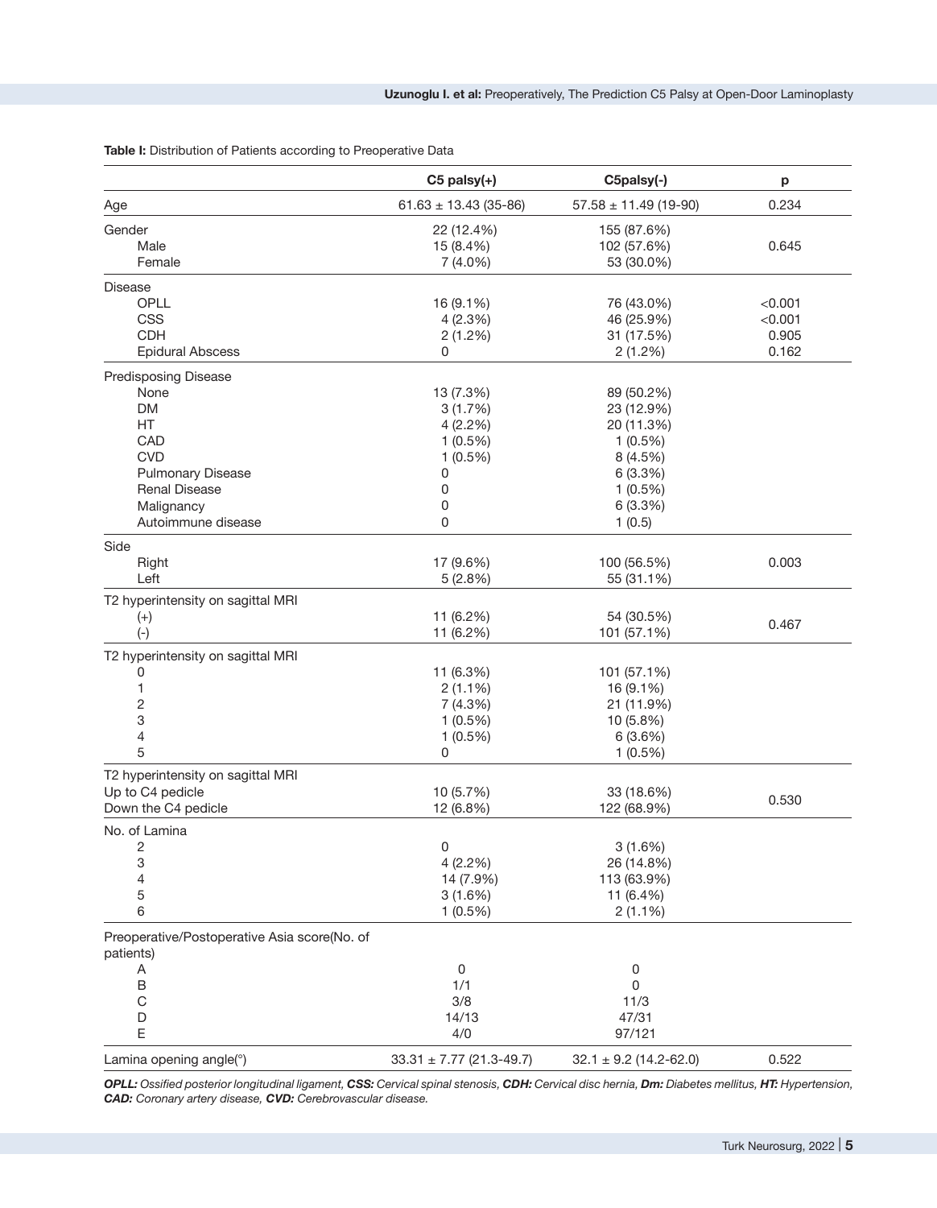**Table I:** Distribution of Patients according to Preoperative Data

| | C5 palsy(+) | C5palsy(-) | p |
|---|---|---|---|
| Age | 61.63 ± 13.43 (35-86) | 57.58 ± 11.49 (19-90) | 0.234 |
| Gender | 22 (12.4%) | 155 (87.6%) | |
| Male | 15 (8.4%) | 102 (57.6%) | 0.645 |
| Female | 7 (4.0%) | 53 (30.0%) | |
| Disease | | | |
| OPLL | 16 (9.1%) | 76 (43.0%) | <0.001 |
| CSS | 4 (2.3%) | 46 (25.9%) | <0.001 |
| CDH | 2 (1.2%) | 31 (17.5%) | 0.905 |
| Epidural Abscess | 0 | 2 (1.2%) | 0.162 |
| Predisposing Disease | | | |
| None | 13 (7.3%) | 89 (50.2%) | |
| DM | 3 (1.7%) | 23 (12.9%) | |
| HT | 4 (2.2%) | 20 (11.3%) | |
| CAD | 1 (0.5%) | 1 (0.5%) | |
| CVD | 1 (0.5%) | 8 (4.5%) | |
| Pulmonary Disease | 0 | 6 (3.3%) | |
| Renal Disease | 0 | 1 (0.5%) | |
| Malignancy | 0 | 6 (3.3%) | |
| Autoimmune disease | 0 | 1 (0.5) | |
| Side | | | |
| Right | 17 (9.6%) | 100 (56.5%) | 0.003 |
| Left | 5 (2.8%) | 55 (31.1%) | |
| T2 hyperintensity on sagittal MRI | | | |
| (+) | 11 (6.2%) | 54 (30.5%) | 0.467 |
| (-) | 11 (6.2%) | 101 (57.1%) | |
| T2 hyperintensity on sagittal MRI | | | |
| 0 | 11 (6.3%) | 101 (57.1%) | |
| 1 | 2 (1.1%) | 16 (9.1%) | |
| 2 | 7 (4.3%) | 21 (11.9%) | |
| 3 | 1 (0.5%) | 10 (5.8%) | |
| 4 | 1 (0.5%) | 6 (3.6%) | |
| 5 | 0 | 1 (0.5%) | |
| T2 hyperintensity on sagittal MRI | | | |
| Up to C4 pedicle | 10 (5.7%) | 33 (18.6%) | 0.530 |
| Down the C4 pedicle | 12 (6.8%) | 122 (68.9%) | |
| No. of Lamina | | | |
| 2 | 0 | 3 (1.6%) | |
| 3 | 4 (2.2%) | 26 (14.8%) | |
| 4 | 14 (7.9%) | 113 (63.9%) | |
| 5 | 3 (1.6%) | 11 (6.4%) | |
| 6 | 1 (0.5%) | 2 (1.1%) | |
| Preoperative/Postoperative Asia score(No. of patients) | | | |
| A | 0 | 0 | |
| B | 1/1 | 0 | |
| C | 3/8 | 11/3 | |
| D | 14/13 | 47/31 | |
| E | 4/0 | 97/121 | |
| Lamina opening angle(°) | 33.31 ± 7.77 (21.3-49.7) | 32.1 ± 9.2 (14.2-62.0) | 0.522 |

***OPLL:** Ossified posterior longitudinal ligament, **CSS:** Cervical spinal stenosis, **CDH:** Cervical disc hernia, **Dm:** Diabetes mellitus, **HT:** Hypertension, **CAD:** Coronary artery disease, **CVD:** Cerebrovascular disease.*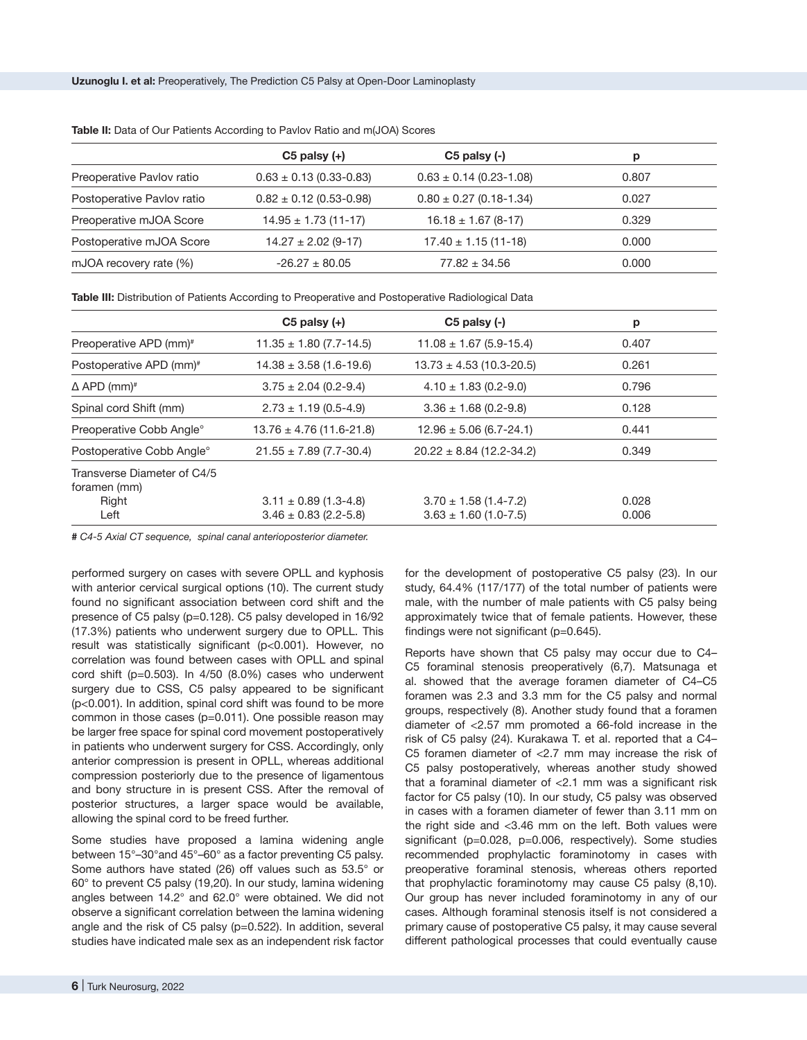**Table II:** Data of Our Patients According to Pavlov Ratio and m(JOA) Scores

| | C5 palsy (+) | C5 palsy (-) | p |
|---|---|---|---|
| Preoperative Pavlov ratio | 0.63 ± 0.13 (0.33-0.83) | 0.63 ± 0.14 (0.23-1.08) | 0.807 |
| Postoperative Pavlov ratio | 0.82 ± 0.12 (0.53-0.98) | 0.80 ± 0.27 (0.18-1.34) | 0.027 |
| Preoperative mJOA Score | 14.95 ± 1.73 (11-17) | 16.18 ± 1.67 (8-17) | 0.329 |
| Postoperative mJOA Score | 14.27 ± 2.02 (9-17) | 17.40 ± 1.15 (11-18) | 0.000 |
| mJOA recovery rate (%) | -26.27 ± 80.05 | 77.82 ± 34.56 | 0.000 |

**Table III:** Distribution of Patients According to Preoperative and Postoperative Radiological Data

| | C5 palsy (+) | C5 palsy (-) | p |
|---|---|---|---|
| Preoperative APD (mm)# | 11.35 ± 1.80 (7.7-14.5) | 11.08 ± 1.67 (5.9-15.4) | 0.407 |
| Postoperative APD (mm)# | 14.38 ± 3.58 (1.6-19.6) | 13.73 ± 4.53 (10.3-20.5) | 0.261 |
| Δ APD (mm)# | 3.75 ± 2.04 (0.2-9.4) | 4.10 ± 1.83 (0.2-9.0) | 0.796 |
| Spinal cord Shift (mm) | 2.73 ± 1.19 (0.5-4.9) | 3.36 ± 1.68 (0.2-9.8) | 0.128 |
| Preoperative Cobb Angle° | 13.76 ± 4.76 (11.6-21.8) | 12.96 ± 5.06 (6.7-24.1) | 0.441 |
| Postoperative Cobb Angle° | 21.55 ± 7.89 (7.7-30.4) | 20.22 ± 8.84 (12.2-34.2) | 0.349 |
| Transverse Diameter of C4/5 foramen (mm) | | | |
| Right | 3.11 ± 0.89 (1.3-4.8) | 3.70 ± 1.58 (1.4-7.2) | 0.028 |
| Left | 3.46 ± 0.83 (2.2-5.8) | 3.63 ± 1.60 (1.0-7.5) | 0.006 |

**#** *C4-5 Axial CT sequence, spinal canal anterioposterior diameter.*

performed surgery on cases with severe OPLL and kyphosis with anterior cervical surgical options (10). The current study found no significant association between cord shift and the presence of C5 palsy (p=0.128). C5 palsy developed in 16/92 (17.3%) patients who underwent surgery due to OPLL. This result was statistically significant (p<0.001). However, no correlation was found between cases with OPLL and spinal cord shift (p=0.503). In 4/50 (8.0%) cases who underwent surgery due to CSS, C5 palsy appeared to be significant (p<0.001). In addition, spinal cord shift was found to be more common in those cases (p=0.011). One possible reason may be larger free space for spinal cord movement postoperatively in patients who underwent surgery for CSS. Accordingly, only anterior compression is present in OPLL, whereas additional compression posteriorly due to the presence of ligamentous and bony structure in is present CSS. After the removal of posterior structures, a larger space would be available, allowing the spinal cord to be freed further.

Some studies have proposed a lamina widening angle between 15°–30°and 45°–60° as a factor preventing C5 palsy. Some authors have stated (26) off values such as 53.5° or 60° to prevent C5 palsy (19,20). In our study, lamina widening angles between 14.2° and 62.0° were obtained. We did not observe a significant correlation between the lamina widening angle and the risk of C5 palsy (p=0.522). In addition, several studies have indicated male sex as an independent risk factor for the development of postoperative C5 palsy (23). In our study, 64.4% (117/177) of the total number of patients were male, with the number of male patients with C5 palsy being approximately twice that of female patients. However, these findings were not significant (p=0.645).

Reports have shown that C5 palsy may occur due to C4–C5 foraminal stenosis preoperatively (6,7). Matsunaga et al. showed that the average foramen diameter of C4–C5 foramen was 2.3 and 3.3 mm for the C5 palsy and normal groups, respectively (8). Another study found that a foramen diameter of <2.57 mm promoted a 66-fold increase in the risk of C5 palsy (24). Kurakawa T. et al. reported that a C4–C5 foramen diameter of <2.7 mm may increase the risk of C5 palsy postoperatively, whereas another study showed that a foraminal diameter of <2.1 mm was a significant risk factor for C5 palsy (10). In our study, C5 palsy was observed in cases with a foramen diameter of fewer than 3.11 mm on the right side and <3.46 mm on the left. Both values were significant (p=0.028, p=0.006, respectively). Some studies recommended prophylactic foraminotomy in cases with preoperative foraminal stenosis, whereas others reported that prophylactic foraminotomy may cause C5 palsy (8,10). Our group has never included foraminotomy in any of our cases. Although foraminal stenosis itself is not considered a primary cause of postoperative C5 palsy, it may cause several different pathological processes that could eventually cause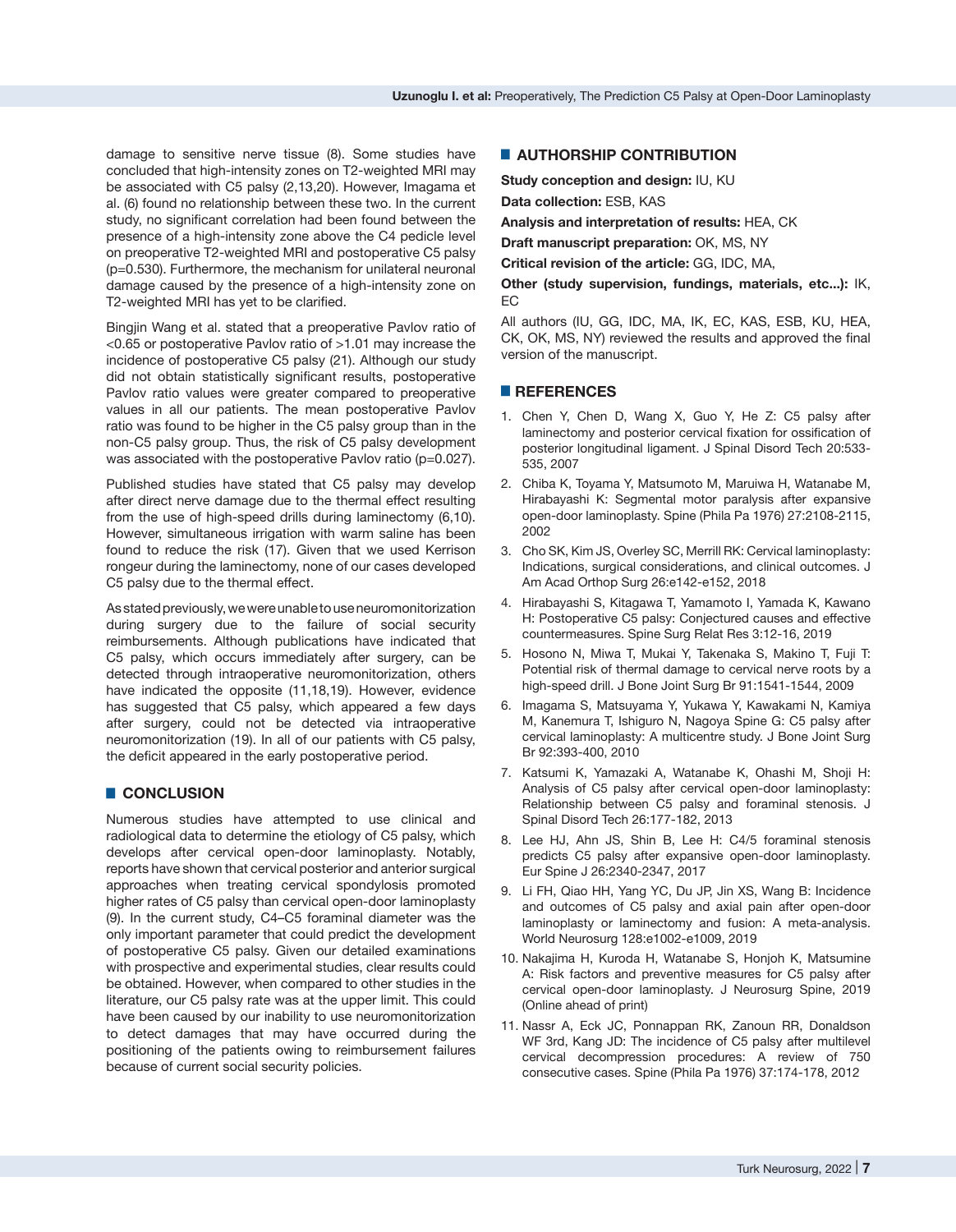damage to sensitive nerve tissue (8). Some studies have concluded that high-intensity zones on T2-weighted MRI may be associated with C5 palsy (2,13,20). However, Imagama et al. (6) found no relationship between these two. In the current study, no significant correlation had been found between the presence of a high-intensity zone above the C4 pedicle level on preoperative T2-weighted MRI and postoperative C5 palsy (p=0.530). Furthermore, the mechanism for unilateral neuronal damage caused by the presence of a high-intensity zone on T2-weighted MRI has yet to be clarified.

Bingjin Wang et al. stated that a preoperative Pavlov ratio of <0.65 or postoperative Pavlov ratio of >1.01 may increase the incidence of postoperative C5 palsy (21). Although our study did not obtain statistically significant results, postoperative Pavlov ratio values were greater compared to preoperative values in all our patients. The mean postoperative Pavlov ratio was found to be higher in the C5 palsy group than in the non-C5 palsy group. Thus, the risk of C5 palsy development was associated with the postoperative Pavlov ratio (p=0.027).

Published studies have stated that C5 palsy may develop after direct nerve damage due to the thermal effect resulting from the use of high-speed drills during laminectomy (6,10). However, simultaneous irrigation with warm saline has been found to reduce the risk (17). Given that we used Kerrison rongeur during the laminectomy, none of our cases developed C5 palsy due to the thermal effect.

As stated previously, we were unable to use neuromonitorization during surgery due to the failure of social security reimbursements. Although publications have indicated that C5 palsy, which occurs immediately after surgery, can be detected through intraoperative neuromonitorization, others have indicated the opposite (11,18,19). However, evidence has suggested that C5 palsy, which appeared a few days after surgery, could not be detected via intraoperative neuromonitorization (19). In all of our patients with C5 palsy, the deficit appeared in the early postoperative period.

## CONCLUSION

Numerous studies have attempted to use clinical and radiological data to determine the etiology of C5 palsy, which develops after cervical open-door laminoplasty. Notably, reports have shown that cervical posterior and anterior surgical approaches when treating cervical spondylosis promoted higher rates of C5 palsy than cervical open-door laminoplasty (9). In the current study, C4–C5 foraminal diameter was the only important parameter that could predict the development of postoperative C5 palsy. Given our detailed examinations with prospective and experimental studies, clear results could be obtained. However, when compared to other studies in the literature, our C5 palsy rate was at the upper limit. This could have been caused by our inability to use neuromonitorization to detect damages that may have occurred during the positioning of the patients owing to reimbursement failures because of current social security policies.

## AUTHORSHIP CONTRIBUTION

**Study conception and design:** IU, KU

**Data collection:** ESB, KAS

**Analysis and interpretation of results:** HEA, CK

**Draft manuscript preparation:** OK, MS, NY

**Critical revision of the article:** GG, IDC, MA,

**Other (study supervision, fundings, materials, etc...):** IK, EC

All authors (IU, GG, IDC, MA, IK, EC, KAS, ESB, KU, HEA, CK, OK, MS, NY) reviewed the results and approved the final version of the manuscript.

## REFERENCES

1. Chen Y, Chen D, Wang X, Guo Y, He Z: C5 palsy after laminectomy and posterior cervical fixation for ossification of posterior longitudinal ligament. J Spinal Disord Tech 20:533-535, 2007
2. Chiba K, Toyama Y, Matsumoto M, Maruiwa H, Watanabe M, Hirabayashi K: Segmental motor paralysis after expansive open-door laminoplasty. Spine (Phila Pa 1976) 27:2108-2115, 2002
3. Cho SK, Kim JS, Overley SC, Merrill RK: Cervical laminoplasty: Indications, surgical considerations, and clinical outcomes. J Am Acad Orthop Surg 26:e142-e152, 2018
4. Hirabayashi S, Kitagawa T, Yamamoto I, Yamada K, Kawano H: Postoperative C5 palsy: Conjectured causes and effective countermeasures. Spine Surg Relat Res 3:12-16, 2019
5. Hosono N, Miwa T, Mukai Y, Takenaka S, Makino T, Fuji T: Potential risk of thermal damage to cervical nerve roots by a high-speed drill. J Bone Joint Surg Br 91:1541-1544, 2009
6. Imagama S, Matsuyama Y, Yukawa Y, Kawakami N, Kamiya M, Kanemura T, Ishiguro N, Nagoya Spine G: C5 palsy after cervical laminoplasty: A multicentre study. J Bone Joint Surg Br 92:393-400, 2010
7. Katsumi K, Yamazaki A, Watanabe K, Ohashi M, Shoji H: Analysis of C5 palsy after cervical open-door laminoplasty: Relationship between C5 palsy and foraminal stenosis. J Spinal Disord Tech 26:177-182, 2013
8. Lee HJ, Ahn JS, Shin B, Lee H: C4/5 foraminal stenosis predicts C5 palsy after expansive open-door laminoplasty. Eur Spine J 26:2340-2347, 2017
9. Li FH, Qiao HH, Yang YC, Du JP, Jin XS, Wang B: Incidence and outcomes of C5 palsy and axial pain after open-door laminoplasty or laminectomy and fusion: A meta-analysis. World Neurosurg 128:e1002-e1009, 2019
10. Nakajima H, Kuroda H, Watanabe S, Honjoh K, Matsumine A: Risk factors and preventive measures for C5 palsy after cervical open-door laminoplasty. J Neurosurg Spine, 2019 (Online ahead of print)
11. Nassr A, Eck JC, Ponnappan RK, Zanoun RR, Donaldson WF 3rd, Kang JD: The incidence of C5 palsy after multilevel cervical decompression procedures: A review of 750 consecutive cases. Spine (Phila Pa 1976) 37:174-178, 2012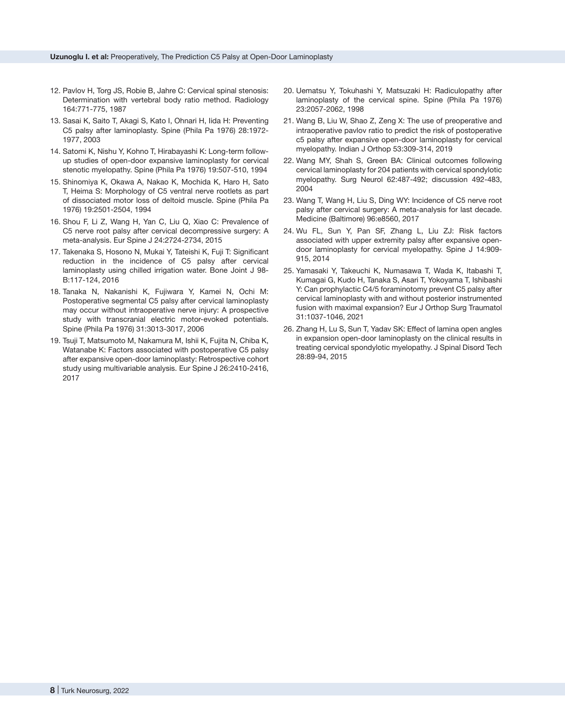12. Pavlov H, Torg JS, Robie B, Jahre C: Cervical spinal stenosis: Determination with vertebral body ratio method. Radiology 164:771-775, 1987
13. Sasai K, Saito T, Akagi S, Kato I, Ohnari H, Iida H: Preventing C5 palsy after laminoplasty. Spine (Phila Pa 1976) 28:1972-1977, 2003
14. Satomi K, Nishu Y, Kohno T, Hirabayashi K: Long-term follow-up studies of open-door expansive laminoplasty for cervical stenotic myelopathy. Spine (Phila Pa 1976) 19:507-510, 1994
15. Shinomiya K, Okawa A, Nakao K, Mochida K, Haro H, Sato T, Heima S: Morphology of C5 ventral nerve rootlets as part of dissociated motor loss of deltoid muscle. Spine (Phila Pa 1976) 19:2501-2504, 1994
16. Shou F, Li Z, Wang H, Yan C, Liu Q, Xiao C: Prevalence of C5 nerve root palsy after cervical decompressive surgery: A meta-analysis. Eur Spine J 24:2724-2734, 2015
17. Takenaka S, Hosono N, Mukai Y, Tateishi K, Fuji T: Significant reduction in the incidence of C5 palsy after cervical laminoplasty using chilled irrigation water. Bone Joint J 98-B:117-124, 2016
18. Tanaka N, Nakanishi K, Fujiwara Y, Kamei N, Ochi M: Postoperative segmental C5 palsy after cervical laminoplasty may occur without intraoperative nerve injury: A prospective study with transcranial electric motor-evoked potentials. Spine (Phila Pa 1976) 31:3013-3017, 2006
19. Tsuji T, Matsumoto M, Nakamura M, Ishii K, Fujita N, Chiba K, Watanabe K: Factors associated with postoperative C5 palsy after expansive open-door laminoplasty: Retrospective cohort study using multivariable analysis. Eur Spine J 26:2410-2416, 2017
20. Uematsu Y, Tokuhashi Y, Matsuzaki H: Radiculopathy after laminoplasty of the cervical spine. Spine (Phila Pa 1976) 23:2057-2062, 1998
21. Wang B, Liu W, Shao Z, Zeng X: The use of preoperative and intraoperative pavlov ratio to predict the risk of postoperative c5 palsy after expansive open-door laminoplasty for cervical myelopathy. Indian J Orthop 53:309-314, 2019
22. Wang MY, Shah S, Green BA: Clinical outcomes following cervical laminoplasty for 204 patients with cervical spondylotic myelopathy. Surg Neurol 62:487-492; discussion 492-483, 2004
23. Wang T, Wang H, Liu S, Ding WY: Incidence of C5 nerve root palsy after cervical surgery: A meta-analysis for last decade. Medicine (Baltimore) 96:e8560, 2017
24. Wu FL, Sun Y, Pan SF, Zhang L, Liu ZJ: Risk factors associated with upper extremity palsy after expansive open-door laminoplasty for cervical myelopathy. Spine J 14:909-915, 2014
25. Yamasaki Y, Takeuchi K, Numasawa T, Wada K, Itabashi T, Kumagai G, Kudo H, Tanaka S, Asari T, Yokoyama T, Ishibashi Y: Can prophylactic C4/5 foraminotomy prevent C5 palsy after cervical laminoplasty with and without posterior instrumented fusion with maximal expansion? Eur J Orthop Surg Traumatol 31:1037-1046, 2021
26. Zhang H, Lu S, Sun T, Yadav SK: Effect of lamina open angles in expansion open-door laminoplasty on the clinical results in treating cervical spondylotic myelopathy. J Spinal Disord Tech 28:89-94, 2015